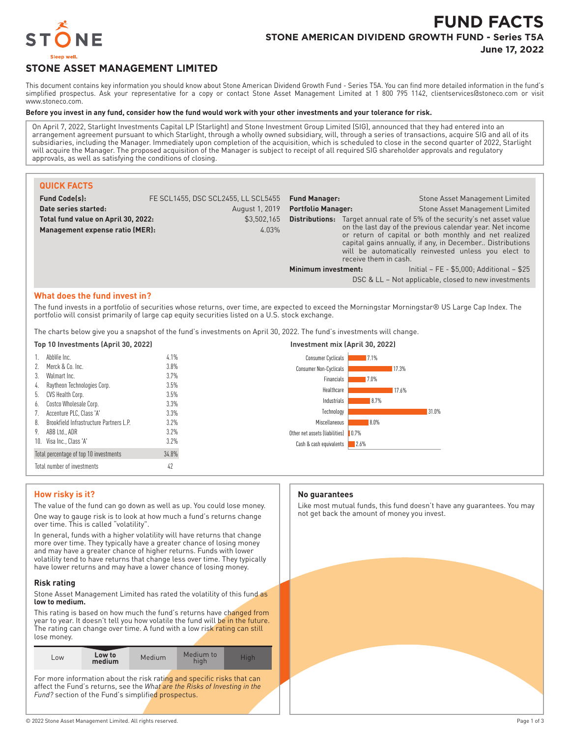# FUND FACTS

## STONE AMERICAN DIVIDEND GROWTH FUND - Series T5A

**June 17, 2022**

## STONE ASSET MANAGEMENT LIMITED

This document contains key information you should know about Stone American Dividend Growth Fund - Series T5A. You can find more detailed information in the fund's simplified prospectus. Ask your representative for a copy or contact Stone Asset Management Limited at 1 800 795 1142, clientservices@stoneco.com or visit www.stoneco.com.

**Before you invest in any fund, consider how the fund would work with your other investments and your tolerance for risk.**

On April 7, 2022, Starlight Investments Capital LP (Starlight) and Stone Investment Group Limited (SIG), announced that they had entered into an arrangement agreement pursuant to which Starlight, through a wholly owned subsidiary, will, through a series of transactions, acquire SIG and all of its subsidiaries, including the Manager. Immediately upon completion of the acquisition, which is scheduled to close in the second quarter of 2022, Starlight will acquire the Manager. The proposed acquisition of the Manager is subject to receipt of all required SIG shareholder approvals and regulatory approvals, as well as satisfying the conditions of closing.

### QUICK FACTS

| | |
|---|---|
| **Fund Code(s):** | FE SCL1455, DSC SCL2455, LL SCL5455 |
| **Date series started:** | August 1, 2019 |
| **Total fund value on April 30, 2022:** | $3,502,165 |
| **Management expense ratio (MER):** | 4.03% |
| **Fund Manager:** | Stone Asset Management Limited |
| **Portfolio Manager:** | Stone Asset Management Limited |
| **Distributions:** | Target annual rate of 5% of the security's net asset value on the last day of the previous calendar year. Net income or return of capital or both monthly and net realized capital gains annually, if any, in December.. Distributions will be automatically reinvested unless you elect to receive them in cash. |
| **Minimum investment:** | Initial – FE - $5,000; Additional – $25<br>DSC & LL – Not applicable, closed to new investments |

### What does the fund invest in?

The fund invests in a portfolio of securities whose returns, over time, are expected to exceed the Morningstar Morningstar® US Large Cap Index. The portfolio will consist primarily of large cap equity securities listed on a U.S. stock exchange.

The charts below give you a snapshot of the fund's investments on April 30, 2022. The fund's investments will change.

**Top 10 Investments (April 30, 2022)**

| | | |
|---|---|---|
| 1. | AbbVie Inc. | 4.1% |
| 2. | Merck & Co. Inc. | 3.8% |
| 3. | Walmart Inc. | 3.7% |
| 4. | Raytheon Technologies Corp. | 3.5% |
| 5. | CVS Health Corp. | 3.5% |
| 6. | Costco Wholesale Corp. | 3.3% |
| 7. | Accenture PLC, Class 'A' | 3.3% |
| 8. | Brookfield Infrastructure Partners L.P. | 3.2% |
| 9. | ABB Ltd., ADR | 3.2% |
| 10. | Visa Inc., Class 'A' | 3.2% |
| | Total percentage of top 10 investments | 34.8% |
| | Total number of investments | 42 |

**Investment mix (April 30, 2022)**

| Sector | % |
|---|---|
| Consumer Cyclicals | 7.1% |
| Consumer Non-Cyclicals | 17.3% |
| Financials | 7.0% |
| Healthcare | 17.6% |
| Industrials | 8.7% |
| Technology | 31.0% |
| Miscellaneous | 8.0% |
| Other net assets (liabilities) | 0.7% |
| Cash & cash equivalents | 2.6% |

### How risky is it?

The value of the fund can go down as well as up. You could lose money.

One way to gauge risk is to look at how much a fund's returns change over time. This is called "volatility".

In general, funds with a higher volatility will have returns that change more over time. They typically have a greater chance of losing money and may have a greater chance of higher returns. Funds with lower volatility tend to have returns that change less over time. They typically have lower returns and may have a lower chance of losing money.

#### Risk rating

Stone Asset Management Limited has rated the volatility of this fund as **low to medium.**

This rating is based on how much the fund's returns have changed from year to year. It doesn't tell you how volatile the fund will be in the future. The rating can change over time. A fund with a low risk rating can still lose money.

| Low | **Low to medium** | Medium | Medium to high | High |
|---|---|---|---|---|

For more information about the risk rating and specific risks that can affect the Fund's returns, see the *What are the Risks of Investing in the Fund?* section of the Fund's simplified prospectus.

### No guarantees

Like most mutual funds, this fund doesn't have any guarantees. You may not get back the amount of money you invest.

© 2022 Stone Asset Management Limited. All rights reserved.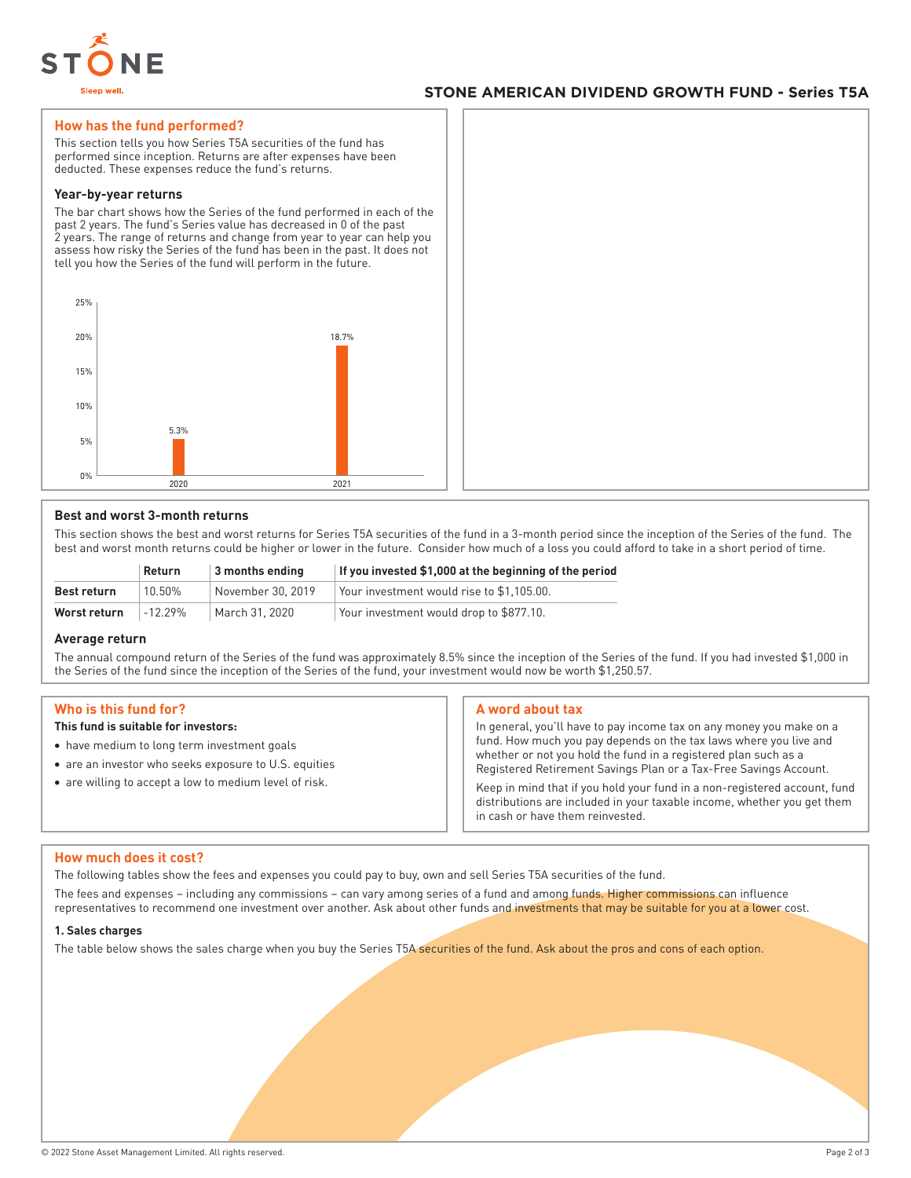## How has the fund performed?

This section tells you how Series T5A securities of the fund has performed since inception. Returns are after expenses have been deducted. These expenses reduce the fund's returns.

### Year-by-year returns

The bar chart shows how the Series of the fund performed in each of the past 2 years. The fund's Series value has decreased in 0 of the past 2 years. The range of returns and change from year to year can help you assess how risky the Series of the fund has been in the past. It does not tell you how the Series of the fund will perform in the future.

| Year | Return |
|---|---|
| 2020 | 5.3% |
| 2021 | 18.7% |

### Best and worst 3-month returns

This section shows the best and worst returns for Series T5A securities of the fund in a 3-month period since the inception of the Series of the fund. The best and worst month returns could be higher or lower in the future. Consider how much of a loss you could afford to take in a short period of time.

| | Return | 3 months ending | If you invested $1,000 at the beginning of the period |
|---|---|---|---|
| **Best return** | 10.50% | November 30, 2019 | Your investment would rise to $1,105.00. |
| **Worst return** | -12.29% | March 31, 2020 | Your investment would drop to $877.10. |

### Average return

The annual compound return of the Series of the fund was approximately 8.5% since the inception of the Series of the fund. If you had invested $1,000 in the Series of the fund since the inception of the Series of the fund, your investment would now be worth $1,250.57.

## Who is this fund for?

**This fund is suitable for investors:**

- have medium to long term investment goals
- are an investor who seeks exposure to U.S. equities
- are willing to accept a low to medium level of risk.

## A word about tax

In general, you'll have to pay income tax on any money you make on a fund. How much you pay depends on the tax laws where you live and whether or not you hold the fund in a registered plan such as a Registered Retirement Savings Plan or a Tax-Free Savings Account.

Keep in mind that if you hold your fund in a non-registered account, fund distributions are included in your taxable income, whether you get them in cash or have them reinvested.

## How much does it cost?

The following tables show the fees and expenses you could pay to buy, own and sell Series T5A securities of the fund.

The fees and expenses – including any commissions – can vary among series of a fund and among funds. Higher commissions can influence representatives to recommend one investment over another. Ask about other funds and investments that may be suitable for you at a lower cost.

### 1. Sales charges

The table below shows the sales charge when you buy the Series T5A securities of the fund. Ask about the pros and cons of each option.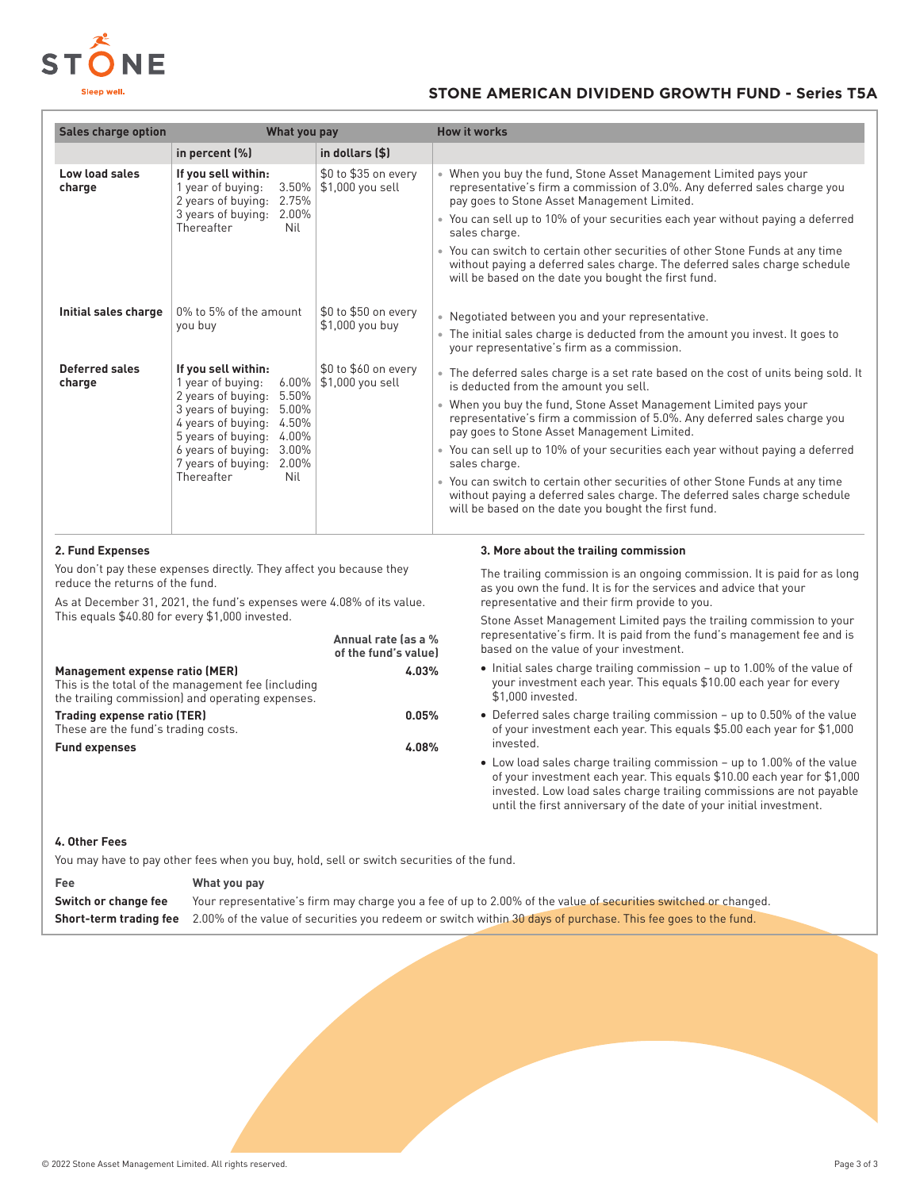## STONE AMERICAN DIVIDEND GROWTH FUND - Series T5A

| Sales charge option | What you pay | | How it works |
|---|---|---|---|
| | in percent (%) | in dollars ($) | |
| **Low load sales charge** | **If you sell within:**<br>1 year of buying: 3.50%<br>2 years of buying: 2.75%<br>3 years of buying: 2.00%<br>Thereafter Nil | $0 to $35 on every $1,000 you sell | • When you buy the fund, Stone Asset Management Limited pays your representative's firm a commission of 3.0%. Any deferred sales charge you pay goes to Stone Asset Management Limited.<br>• You can sell up to 10% of your securities each year without paying a deferred sales charge.<br>• You can switch to certain other securities of other Stone Funds at any time without paying a deferred sales charge. The deferred sales charge schedule will be based on the date you bought the first fund. |
| **Initial sales charge** | 0% to 5% of the amount you buy | $0 to $50 on every $1,000 you buy | • Negotiated between you and your representative.<br>• The initial sales charge is deducted from the amount you invest. It goes to your representative's firm as a commission. |
| **Deferred sales charge** | **If you sell within:**<br>1 year of buying: 6.00%<br>2 years of buying: 5.50%<br>3 years of buying: 5.00%<br>4 years of buying: 4.50%<br>5 years of buying: 4.00%<br>6 years of buying: 3.00%<br>7 years of buying: 2.00%<br>Thereafter Nil | $0 to $60 on every $1,000 you sell | • The deferred sales charge is a set rate based on the cost of units being sold. It is deducted from the amount you sell.<br>• When you buy the fund, Stone Asset Management Limited pays your representative's firm a commission of 5.0%. Any deferred sales charge you pay goes to Stone Asset Management Limited.<br>• You can sell up to 10% of your securities each year without paying a deferred sales charge.<br>• You can switch to certain other securities of other Stone Funds at any time without paying a deferred sales charge. The deferred sales charge schedule will be based on the date you bought the first fund. |

### 2. Fund Expenses

You don't pay these expenses directly. They affect you because they reduce the returns of the fund.

As at December 31, 2021, the fund's expenses were 4.08% of its value. This equals $40.80 for every $1,000 invested.

| | Annual rate (as a % of the fund's value) |
|---|---|
| **Management expense ratio (MER)**<br>This is the total of the management fee (including the trailing commission) and operating expenses. | **4.03%** |
| **Trading expense ratio (TER)**<br>These are the fund's trading costs. | **0.05%** |
| **Fund expenses** | **4.08%** |

### 3. More about the trailing commission

The trailing commission is an ongoing commission. It is paid for as long as you own the fund. It is for the services and advice that your representative and their firm provide to you.

Stone Asset Management Limited pays the trailing commission to your representative's firm. It is paid from the fund's management fee and is based on the value of your investment.

- Initial sales charge trailing commission – up to 1.00% of the value of your investment each year. This equals $10.00 each year for every $1,000 invested.
- Deferred sales charge trailing commission – up to 0.50% of the value of your investment each year. This equals $5.00 each year for $1,000 invested.
- Low load sales charge trailing commission – up to 1.00% of the value of your investment each year. This equals $10.00 each year for $1,000 invested. Low load sales charge trailing commissions are not payable until the first anniversary of the date of your initial investment.

### 4. Other Fees

You may have to pay other fees when you buy, hold, sell or switch securities of the fund.

| Fee | What you pay |
|---|---|
| **Switch or change fee** | Your representative's firm may charge you a fee of up to 2.00% of the value of securities switched or changed. |
| **Short-term trading fee** | 2.00% of the value of securities you redeem or switch within 30 days of purchase. This fee goes to the fund. |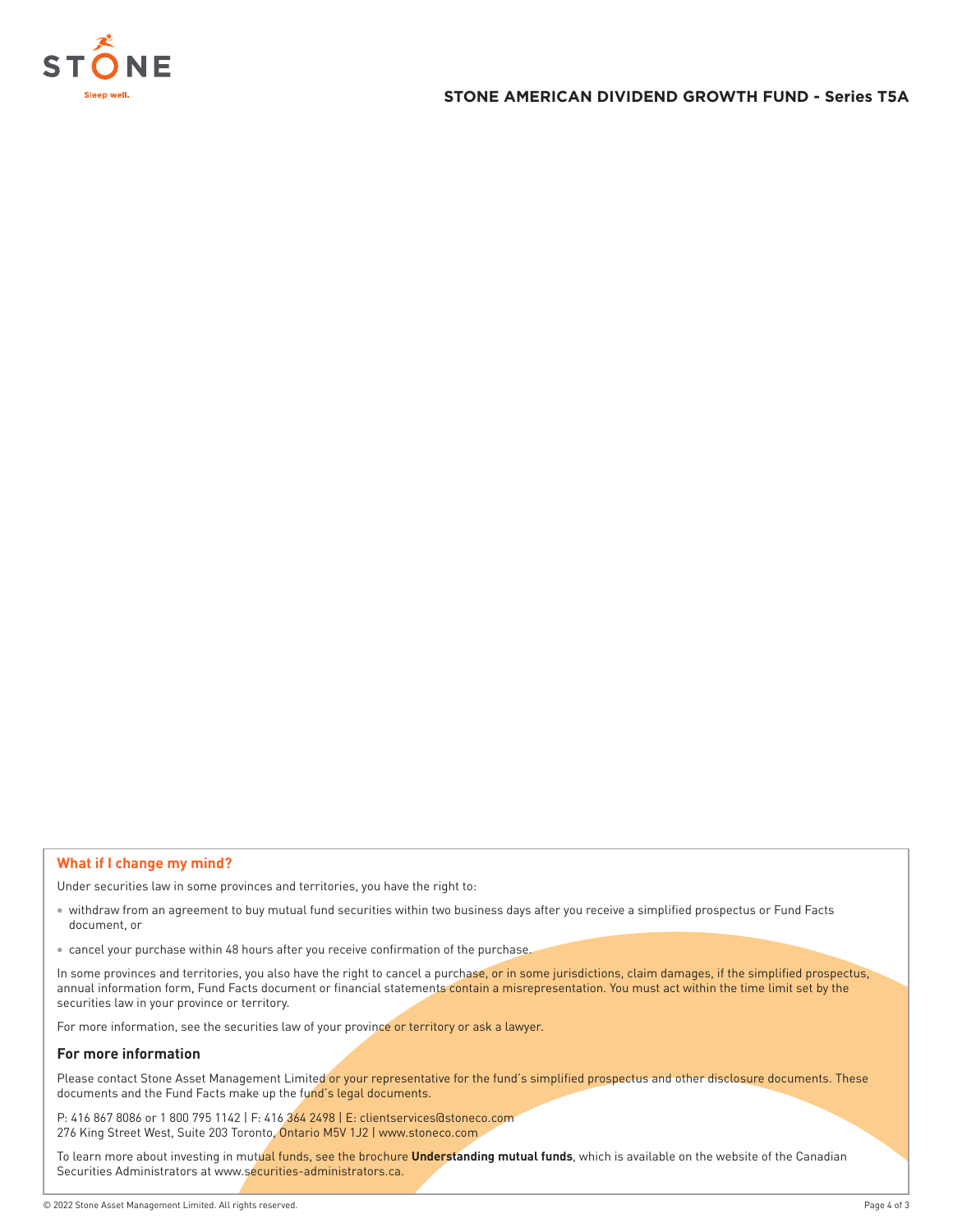## What if I change my mind?

Under securities law in some provinces and territories, you have the right to:

- withdraw from an agreement to buy mutual fund securities within two business days after you receive a simplified prospectus or Fund Facts document, or
- cancel your purchase within 48 hours after you receive confirmation of the purchase.

In some provinces and territories, you also have the right to cancel a purchase, or in some jurisdictions, claim damages, if the simplified prospectus, annual information form, Fund Facts document or financial statements contain a misrepresentation. You must act within the time limit set by the securities law in your province or territory.

For more information, see the securities law of your province or territory or ask a lawyer.

## For more information

Please contact Stone Asset Management Limited or your representative for the fund's simplified prospectus and other disclosure documents. These documents and the Fund Facts make up the fund's legal documents.

P: 416 867 8086 or 1 800 795 1142 | F: 416 364 2498 | E: clientservices@stoneco.com
276 King Street West, Suite 203 Toronto, Ontario M5V 1J2 | www.stoneco.com

To learn more about investing in mutual funds, see the brochure **Understanding mutual funds**, which is available on the website of the Canadian Securities Administrators at www.securities-administrators.ca.

© 2022 Stone Asset Management Limited. All rights reserved.